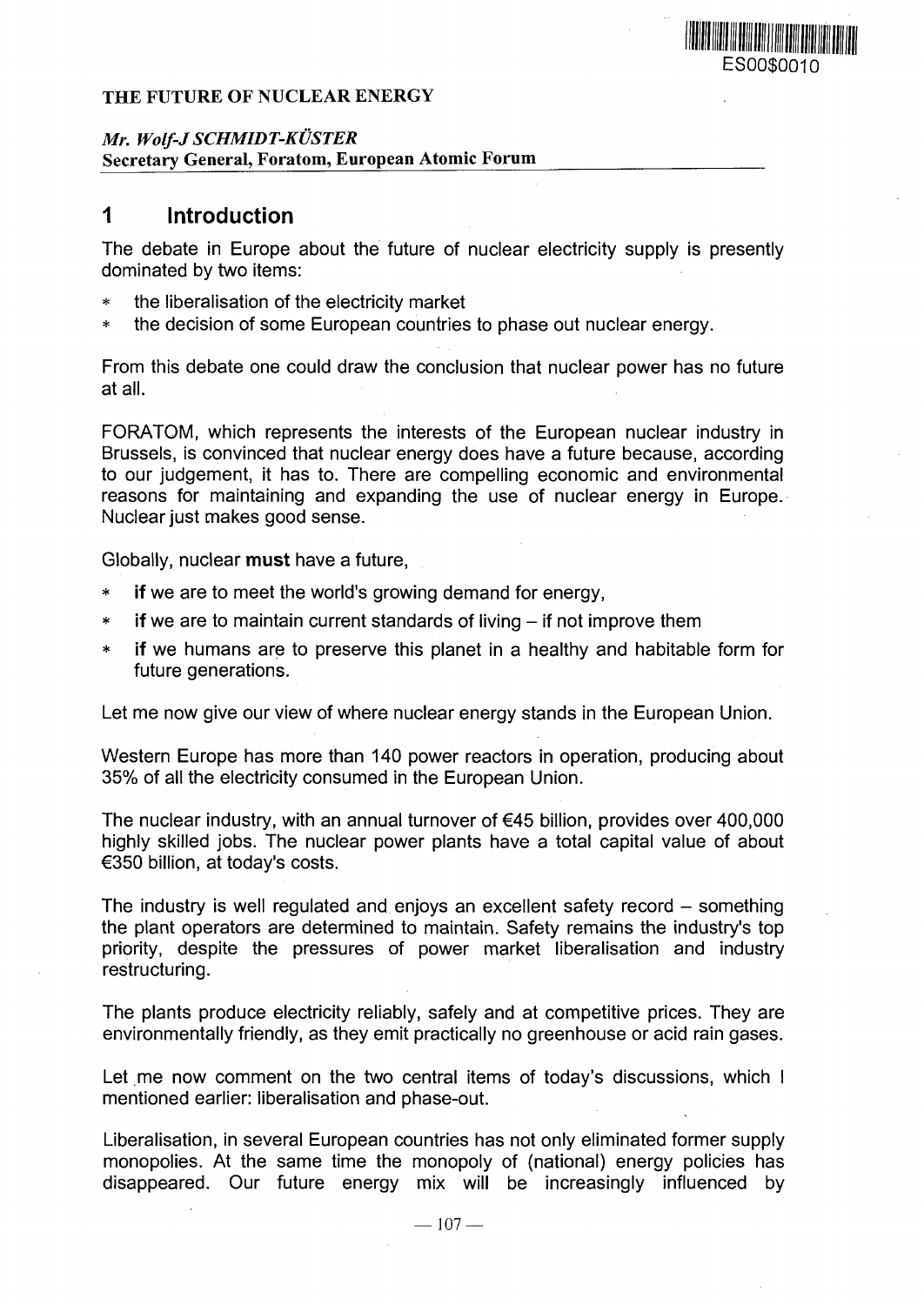THE FUTURE OF NUCLEAR ENERGY

*Mr. Wolf-J SCHMIDT-KÜSTER*
**Secretary General, Foratom, European Atomic Forum**

# 1 Introduction

The debate in Europe about the future of nuclear electricity supply is presently dominated by two items:

* the liberalisation of the electricity market
* the decision of some European countries to phase out nuclear energy.

From this debate one could draw the conclusion that nuclear power has no future at all.

FORATOM, which represents the interests of the European nuclear industry in Brussels, is convinced that nuclear energy does have a future because, according to our judgement, it has to. There are compelling economic and environmental reasons for maintaining and expanding the use of nuclear energy in Europe. Nuclear just makes good sense.

Globally, nuclear **must** have a future,

* **if** we are to meet the world's growing demand for energy,
* **if** we are to maintain current standards of living – if not improve them
* **if** we humans are to preserve this planet in a healthy and habitable form for future generations.

Let me now give our view of where nuclear energy stands in the European Union.

Western Europe has more than 140 power reactors in operation, producing about 35% of all the electricity consumed in the European Union.

The nuclear industry, with an annual turnover of €45 billion, provides over 400,000 highly skilled jobs. The nuclear power plants have a total capital value of about €350 billion, at today's costs.

The industry is well regulated and enjoys an excellent safety record – something the plant operators are determined to maintain. Safety remains the industry's top priority, despite the pressures of power market liberalisation and industry restructuring.

The plants produce electricity reliably, safely and at competitive prices. They are environmentally friendly, as they emit practically no greenhouse or acid rain gases.

Let me now comment on the two central items of today's discussions, which I mentioned earlier: liberalisation and phase-out.

Liberalisation, in several European countries has not only eliminated former supply monopolies. At the same time the monopoly of (national) energy policies has disappeared. Our future energy mix will be increasingly influenced by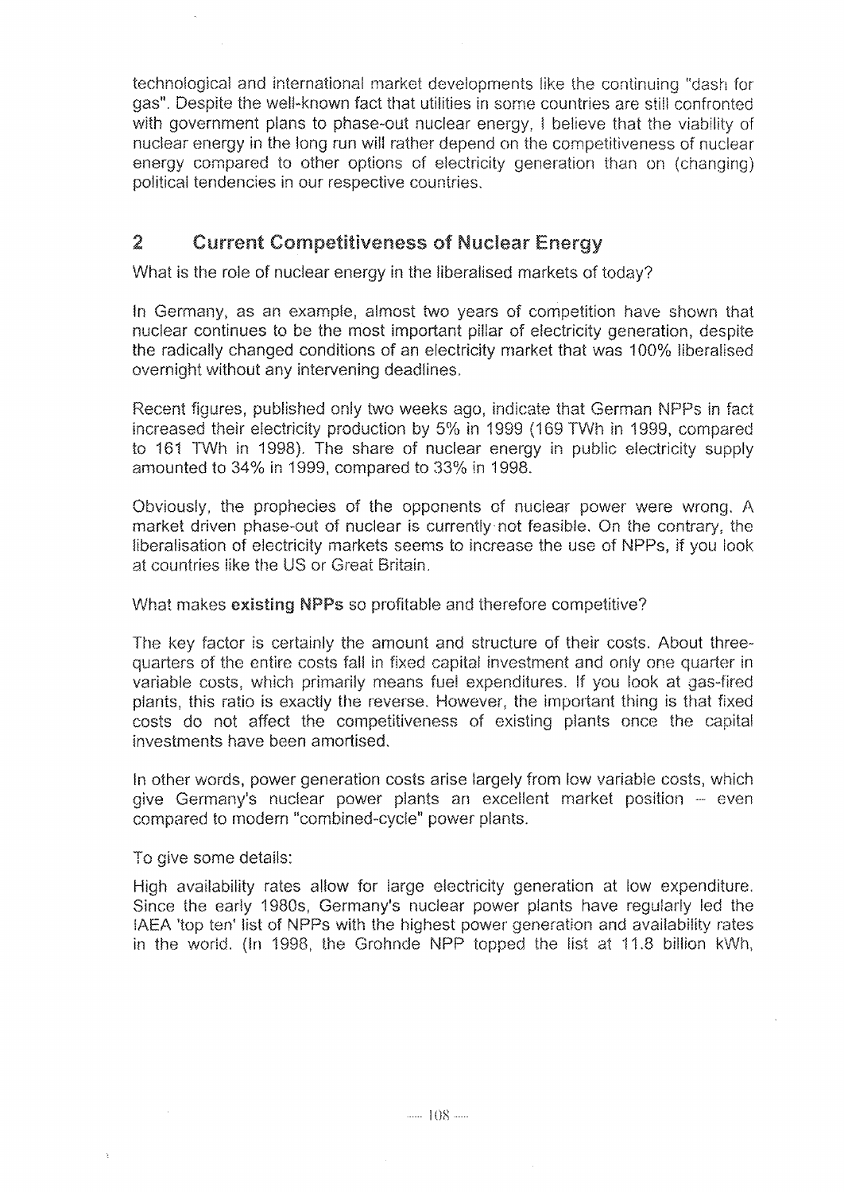technological and international market developments like the continuing "dash for gas". Despite the well-known fact that utilities in some countries are still confronted with government plans to phase-out nuclear energy, I believe that the viability of nuclear energy in the long run will rather depend on the competitiveness of nuclear energy compared to other options of electricity generation than on (changing) political tendencies in our respective countries.

## 2 Current Competitiveness of Nuclear Energy

What is the role of nuclear energy in the liberalised markets of today?

In Germany, as an example, almost two years of competition have shown that nuclear continues to be the most important pillar of electricity generation, despite the radically changed conditions of an electricity market that was 100% liberalised overnight without any intervening deadlines.

Recent figures, published only two weeks ago, indicate that German NPPs in fact increased their electricity production by 5% in 1999 (169 TWh in 1999, compared to 161 TWh in 1998). The share of nuclear energy in public electricity supply amounted to 34% in 1999, compared to 33% in 1998.

Obviously, the prophecies of the opponents of nuclear power were wrong. A market driven phase-out of nuclear is currently not feasible. On the contrary, the liberalisation of electricity markets seems to increase the use of NPPs, if you look at countries like the US or Great Britain.

What makes **existing NPPs** so profitable and therefore competitive?

The key factor is certainly the amount and structure of their costs. About three-quarters of the entire costs fall in fixed capital investment and only one quarter in variable costs, which primarily means fuel expenditures. If you look at gas-fired plants, this ratio is exactly the reverse. However, the important thing is that fixed costs do not affect the competitiveness of existing plants once the capital investments have been amortised.

In other words, power generation costs arise largely from low variable costs, which give Germany's nuclear power plants an excellent market position – even compared to modern "combined-cycle" power plants.

To give some details:

High availability rates allow for large electricity generation at low expenditure. Since the early 1980s, Germany's nuclear power plants have regularly led the IAEA 'top ten' list of NPPs with the highest power generation and availability rates in the world. (In 1998, the Grohnde NPP topped the list at 11.8 billion kWh,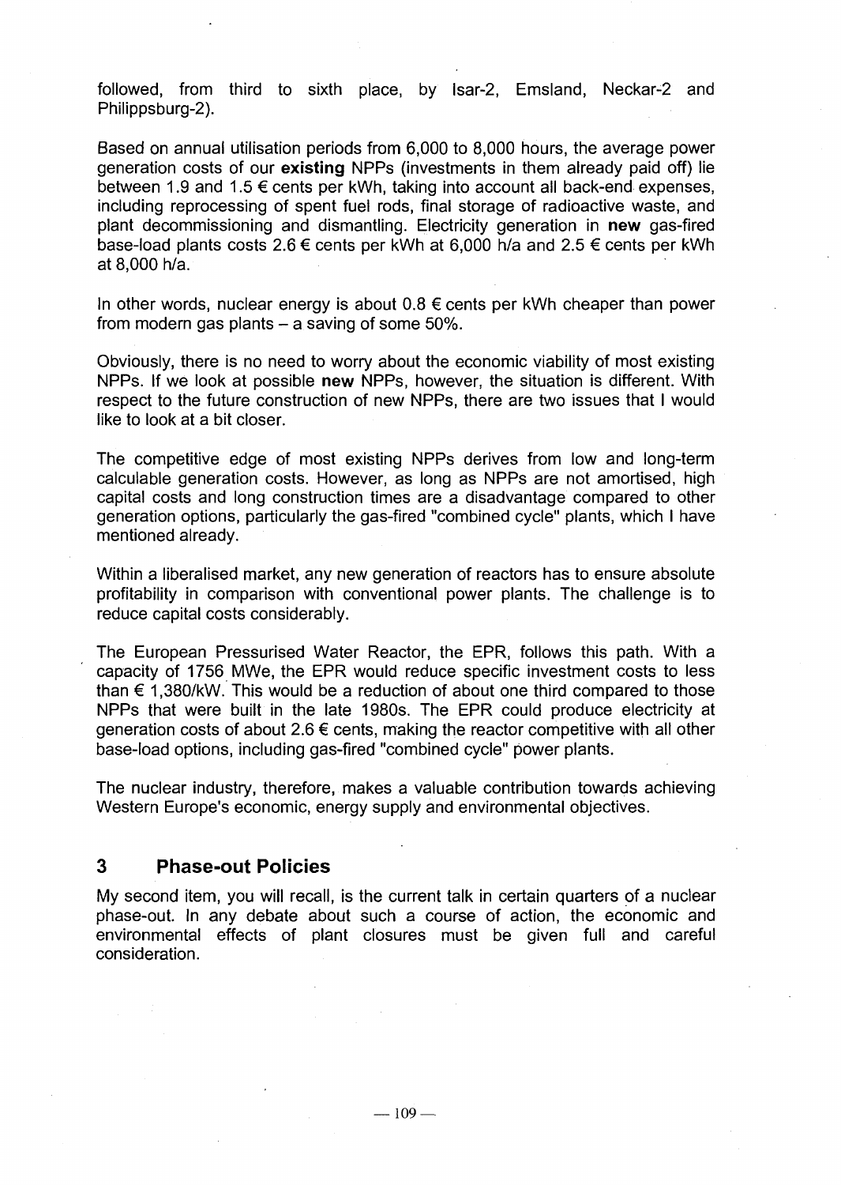followed, from third to sixth place, by Isar-2, Emsland, Neckar-2 and Philippsburg-2).

Based on annual utilisation periods from 6,000 to 8,000 hours, the average power generation costs of our **existing** NPPs (investments in them already paid off) lie between 1.9 and 1.5 € cents per kWh, taking into account all back-end expenses, including reprocessing of spent fuel rods, final storage of radioactive waste, and plant decommissioning and dismantling. Electricity generation in **new** gas-fired base-load plants costs 2.6 € cents per kWh at 6,000 h/a and 2.5 € cents per kWh at 8,000 h/a.

In other words, nuclear energy is about 0.8 € cents per kWh cheaper than power from modern gas plants – a saving of some 50%.

Obviously, there is no need to worry about the economic viability of most existing NPPs. If we look at possible **new** NPPs, however, the situation is different. With respect to the future construction of new NPPs, there are two issues that I would like to look at a bit closer.

The competitive edge of most existing NPPs derives from low and long-term calculable generation costs. However, as long as NPPs are not amortised, high capital costs and long construction times are a disadvantage compared to other generation options, particularly the gas-fired "combined cycle" plants, which I have mentioned already.

Within a liberalised market, any new generation of reactors has to ensure absolute profitability in comparison with conventional power plants. The challenge is to reduce capital costs considerably.

The European Pressurised Water Reactor, the EPR, follows this path. With a capacity of 1756 MWe, the EPR would reduce specific investment costs to less than € 1,380/kW. This would be a reduction of about one third compared to those NPPs that were built in the late 1980s. The EPR could produce electricity at generation costs of about 2.6 € cents, making the reactor competitive with all other base-load options, including gas-fired "combined cycle" power plants.

The nuclear industry, therefore, makes a valuable contribution towards achieving Western Europe's economic, energy supply and environmental objectives.

## 3 Phase-out Policies

My second item, you will recall, is the current talk in certain quarters of a nuclear phase-out. In any debate about such a course of action, the economic and environmental effects of plant closures must be given full and careful consideration.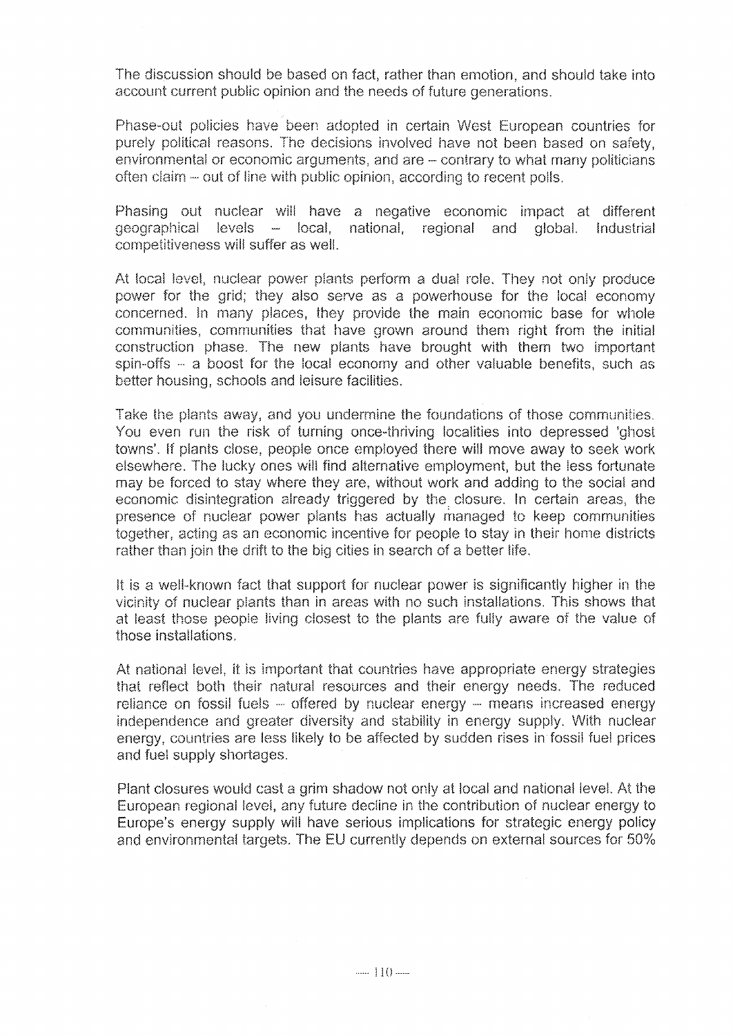The discussion should be based on fact, rather than emotion, and should take into account current public opinion and the needs of future generations.

Phase-out policies have been adopted in certain West European countries for purely political reasons. The decisions involved have not been based on safety, environmental or economic arguments, and are – contrary to what many politicians often claim – out of line with public opinion, according to recent polls.

Phasing out nuclear will have a negative economic impact at different geographical levels – local, national, regional and global. Industrial competitiveness will suffer as well.

At local level, nuclear power plants perform a dual role. They not only produce power for the grid; they also serve as a powerhouse for the local economy concerned. In many places, they provide the main economic base for whole communities, communities that have grown around them right from the initial construction phase. The new plants have brought with them two important spin-offs – a boost for the local economy and other valuable benefits, such as better housing, schools and leisure facilities.

Take the plants away, and you undermine the foundations of those communities. You even run the risk of turning once-thriving localities into depressed 'ghost towns'. If plants close, people once employed there will move away to seek work elsewhere. The lucky ones will find alternative employment, but the less fortunate may be forced to stay where they are, without work and adding to the social and economic disintegration already triggered by the closure. In certain areas, the presence of nuclear power plants has actually managed to keep communities together, acting as an economic incentive for people to stay in their home districts rather than join the drift to the big cities in search of a better life.

It is a well-known fact that support for nuclear power is significantly higher in the vicinity of nuclear plants than in areas with no such installations. This shows that at least those people living closest to the plants are fully aware of the value of those installations.

At national level, it is important that countries have appropriate energy strategies that reflect both their natural resources and their energy needs. The reduced reliance on fossil fuels – offered by nuclear energy – means increased energy independence and greater diversity and stability in energy supply. With nuclear energy, countries are less likely to be affected by sudden rises in fossil fuel prices and fuel supply shortages.

Plant closures would cast a grim shadow not only at local and national level. At the European regional level, any future decline in the contribution of nuclear energy to Europe's energy supply will have serious implications for strategic energy policy and environmental targets. The EU currently depends on external sources for 50%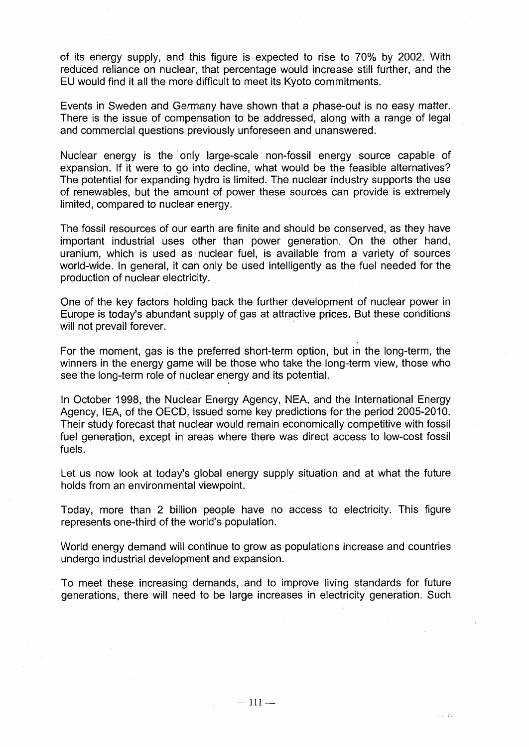of its energy supply, and this figure is expected to rise to 70% by 2002. With reduced reliance on nuclear, that percentage would increase still further, and the EU would find it all the more difficult to meet its Kyoto commitments.

Events in Sweden and Germany have shown that a phase-out is no easy matter. There is the issue of compensation to be addressed, along with a range of legal and commercial questions previously unforeseen and unanswered.

Nuclear energy is the only large-scale non-fossil energy source capable of expansion. If it were to go into decline, what would be the feasible alternatives? The potential for expanding hydro is limited. The nuclear industry supports the use of renewables, but the amount of power these sources can provide is extremely limited, compared to nuclear energy.

The fossil resources of our earth are finite and should be conserved, as they have important industrial uses other than power generation. On the other hand, uranium, which is used as nuclear fuel, is available from a variety of sources world-wide. In general, it can only be used intelligently as the fuel needed for the production of nuclear electricity.

One of the key factors holding back the further development of nuclear power in Europe is today's abundant supply of gas at attractive prices. But these conditions will not prevail forever.

For the moment, gas is the preferred short-term option, but in the long-term, the winners in the energy game will be those who take the long-term view, those who see the long-term role of nuclear energy and its potential.

In October 1998, the Nuclear Energy Agency, NEA, and the International Energy Agency, IEA, of the OECD, issued some key predictions for the period 2005-2010. Their study forecast that nuclear would remain economically competitive with fossil fuel generation, except in areas where there was direct access to low-cost fossil fuels.

Let us now look at today's global energy supply situation and at what the future holds from an environmental viewpoint.

Today, more than 2 billion people have no access to electricity. This figure represents one-third of the world's population.

World energy demand will continue to grow as populations increase and countries undergo industrial development and expansion.

To meet these increasing demands, and to improve living standards for future generations, there will need to be large increases in electricity generation. Such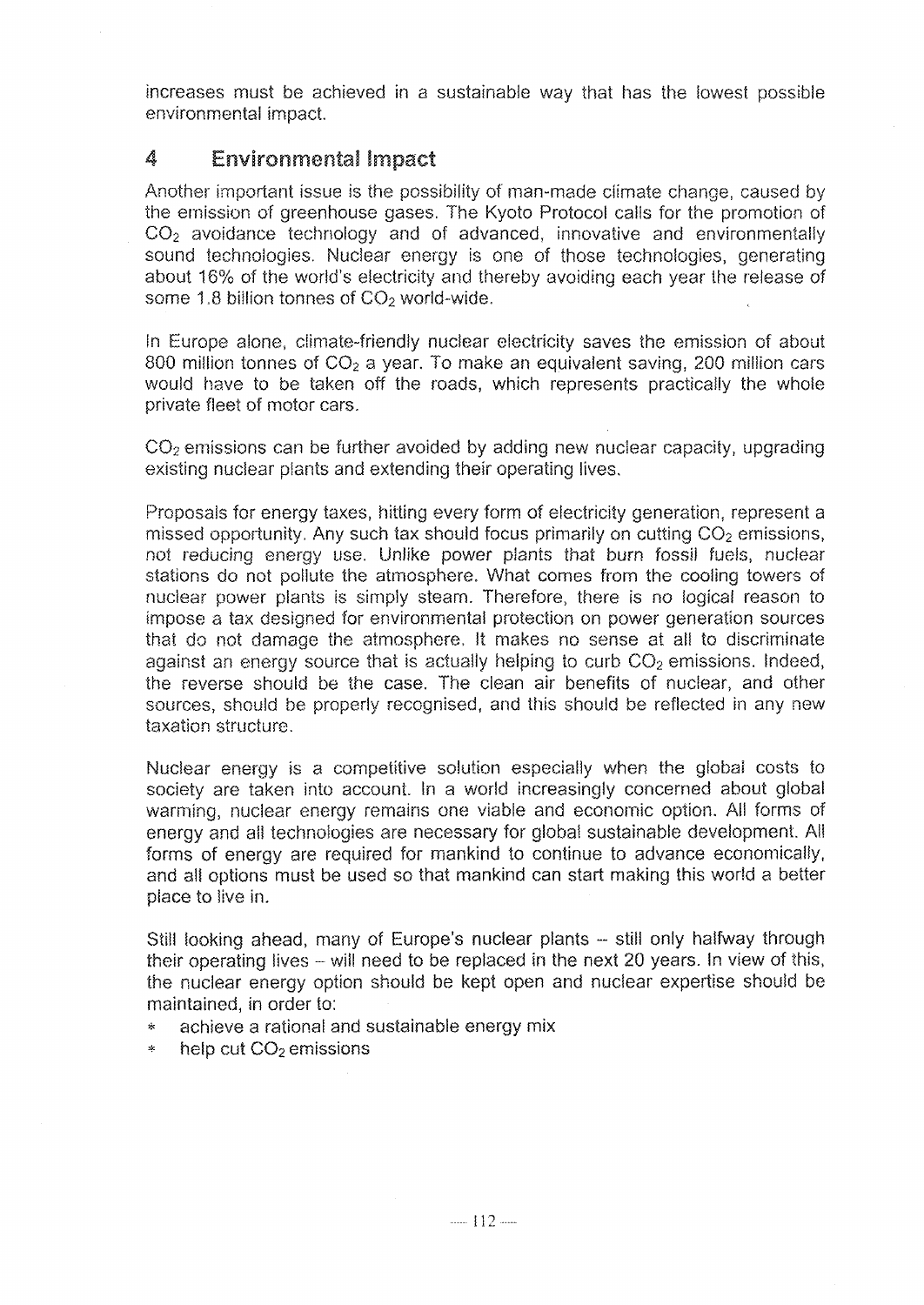increases must be achieved in a sustainable way that has the lowest possible environmental impact.

## 4 Environmental Impact

Another important issue is the possibility of man-made climate change, caused by the emission of greenhouse gases. The Kyoto Protocol calls for the promotion of $CO_2$ avoidance technology and of advanced, innovative and environmentally sound technologies. Nuclear energy is one of those technologies, generating about 16% of the world's electricity and thereby avoiding each year the release of some 1.8 billion tonnes of $CO_2$ world-wide.

In Europe alone, climate-friendly nuclear electricity saves the emission of about 800 million tonnes of $CO_2$ a year. To make an equivalent saving, 200 million cars would have to be taken off the roads, which represents practically the whole private fleet of motor cars.

$CO_2$ emissions can be further avoided by adding new nuclear capacity, upgrading existing nuclear plants and extending their operating lives.

Proposals for energy taxes, hitting every form of electricity generation, represent a missed opportunity. Any such tax should focus primarily on cutting $CO_2$ emissions, not reducing energy use. Unlike power plants that burn fossil fuels, nuclear stations do not pollute the atmosphere. What comes from the cooling towers of nuclear power plants is simply steam. Therefore, there is no logical reason to impose a tax designed for environmental protection on power generation sources that do not damage the atmosphere. It makes no sense at all to discriminate against an energy source that is actually helping to curb $CO_2$ emissions. Indeed, the reverse should be the case. The clean air benefits of nuclear, and other sources, should be properly recognised, and this should be reflected in any new taxation structure.

Nuclear energy is a competitive solution especially when the global costs to society are taken into account. In a world increasingly concerned about global warming, nuclear energy remains one viable and economic option. All forms of energy and all technologies are necessary for global sustainable development. All forms of energy are required for mankind to continue to advance economically, and all options must be used so that mankind can start making this world a better place to live in.

Still looking ahead, many of Europe's nuclear plants – still only halfway through their operating lives – will need to be replaced in the next 20 years. In view of this, the nuclear energy option should be kept open and nuclear expertise should be maintained, in order to:

* achieve a rational and sustainable energy mix
* help cut $CO_2$ emissions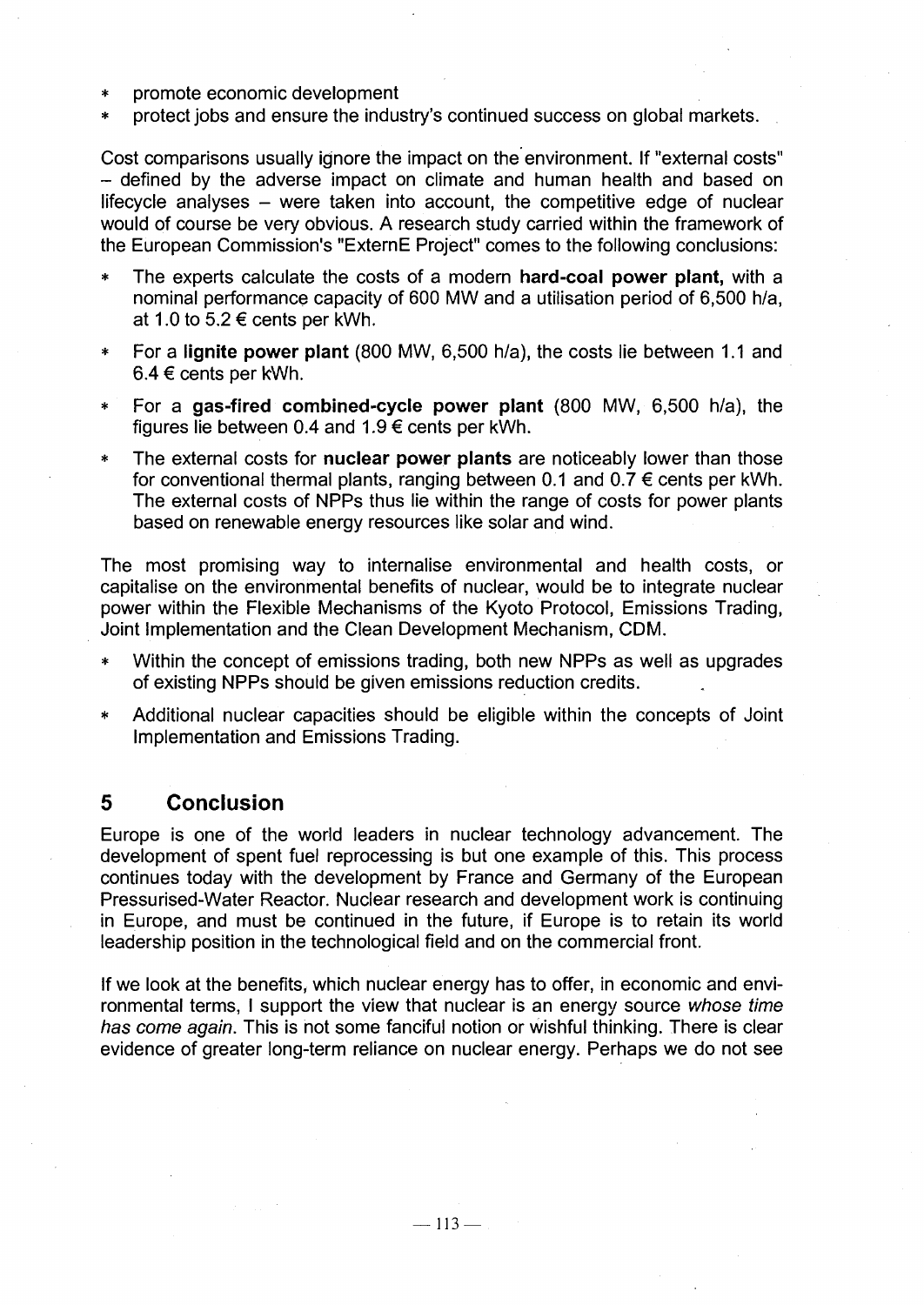* promote economic development
* protect jobs and ensure the industry's continued success on global markets.

Cost comparisons usually ignore the impact on the environment. If "external costs" – defined by the adverse impact on climate and human health and based on lifecycle analyses – were taken into account, the competitive edge of nuclear would of course be very obvious. A research study carried within the framework of the European Commission's "ExternE Project" comes to the following conclusions:

* The experts calculate the costs of a modern **hard-coal power plant,** with a nominal performance capacity of 600 MW and a utilisation period of 6,500 h/a, at 1.0 to 5.2 € cents per kWh.
* For a **lignite power plant** (800 MW, 6,500 h/a), the costs lie between 1.1 and 6.4 € cents per kWh.
* For a **gas-fired combined-cycle power plant** (800 MW, 6,500 h/a), the figures lie between 0.4 and 1.9 € cents per kWh.
* The external costs for **nuclear power plants** are noticeably lower than those for conventional thermal plants, ranging between 0.1 and 0.7 € cents per kWh. The external costs of NPPs thus lie within the range of costs for power plants based on renewable energy resources like solar and wind.

The most promising way to internalise environmental and health costs, or capitalise on the environmental benefits of nuclear, would be to integrate nuclear power within the Flexible Mechanisms of the Kyoto Protocol, Emissions Trading, Joint Implementation and the Clean Development Mechanism, CDM.

* Within the concept of emissions trading, both new NPPs as well as upgrades of existing NPPs should be given emissions reduction credits.
* Additional nuclear capacities should be eligible within the concepts of Joint Implementation and Emissions Trading.

## 5 Conclusion

Europe is one of the world leaders in nuclear technology advancement. The development of spent fuel reprocessing is but one example of this. This process continues today with the development by France and Germany of the European Pressurised-Water Reactor. Nuclear research and development work is continuing in Europe, and must be continued in the future, if Europe is to retain its world leadership position in the technological field and on the commercial front.

If we look at the benefits, which nuclear energy has to offer, in economic and environmental terms, I support the view that nuclear is an energy source *whose time has come again*. This is not some fanciful notion or wishful thinking. There is clear evidence of greater long-term reliance on nuclear energy. Perhaps we do not see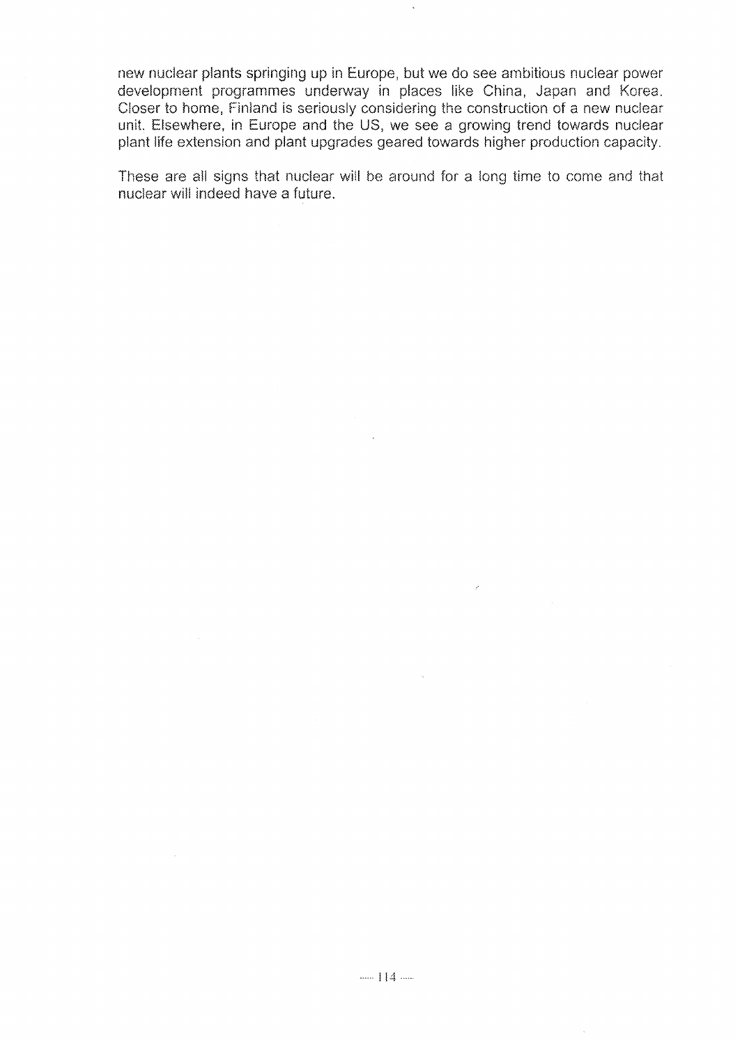new nuclear plants springing up in Europe, but we do see ambitious nuclear power development programmes underway in places like China, Japan and Korea. Closer to home, Finland is seriously considering the construction of a new nuclear unit. Elsewhere, in Europe and the US, we see a growing trend towards nuclear plant life extension and plant upgrades geared towards higher production capacity.

These are all signs that nuclear will be around for a long time to come and that nuclear will indeed have a future.